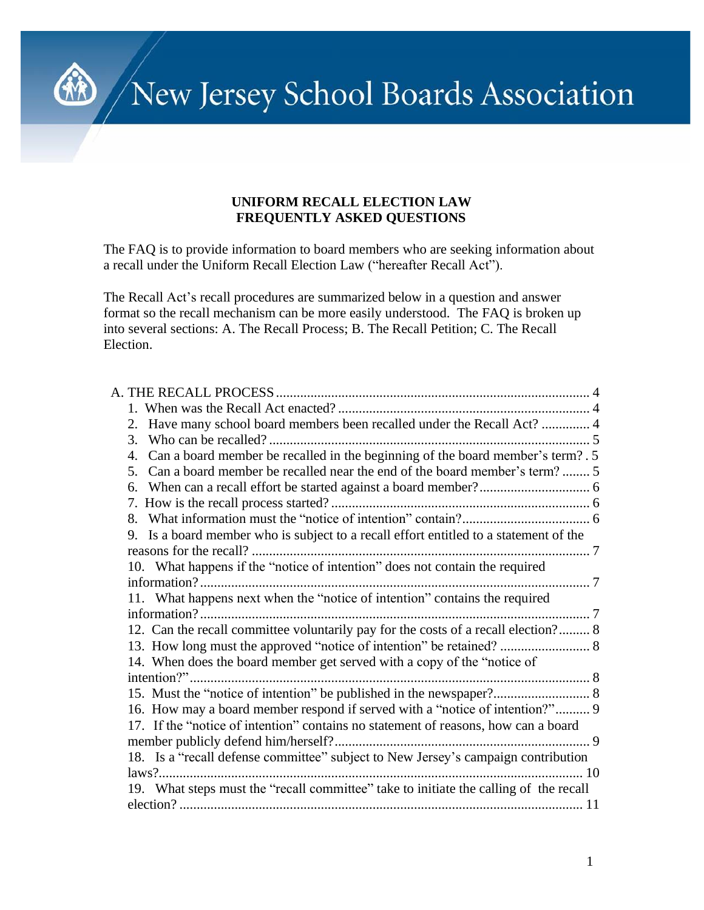# New Jersey School Boards Association

**UNIFORM RECALL ELECTION LAW**
**FREQUENTLY ASKED QUESTIONS**

The FAQ is to provide information to board members who are seeking information about a recall under the Uniform Recall Election Law ("hereafter Recall Act").

The Recall Act's recall procedures are summarized below in a question and answer format so the recall mechanism can be more easily understood. The FAQ is broken up into several sections: A. The Recall Process; B. The Recall Petition; C. The Recall Election.

A. THE RECALL PROCESS .......... 4
- 1. When was the Recall Act enacted? .......... 4
- 2. Have many school board members been recalled under the Recall Act? .......... 4
- 3. Who can be recalled? .......... 5
- 4. Can a board member be recalled in the beginning of the board member's term? . 5
- 5. Can a board member be recalled near the end of the board member's term? .......... 5
- 6. When can a recall effort be started against a board member? .......... 6
- 7. How is the recall process started? .......... 6
- 8. What information must the "notice of intention" contain? .......... 6
- 9. Is a board member who is subject to a recall effort entitled to a statement of the reasons for the recall? .......... 7
- 10. What happens if the "notice of intention" does not contain the required information? .......... 7
- 11. What happens next when the "notice of intention" contains the required information? .......... 7
- 12. Can the recall committee voluntarily pay for the costs of a recall election? .......... 8
- 13. How long must the approved "notice of intention" be retained? .......... 8
- 14. When does the board member get served with a copy of the "notice of intention?" .......... 8
- 15. Must the "notice of intention" be published in the newspaper? .......... 8
- 16. How may a board member respond if served with a "notice of intention?" .......... 9
- 17. If the "notice of intention" contains no statement of reasons, how can a board member publicly defend him/herself? .......... 9
- 18. Is a "recall defense committee" subject to New Jersey's campaign contribution laws? .......... 10
- 19. What steps must the "recall committee" take to initiate the calling of the recall election? .......... 11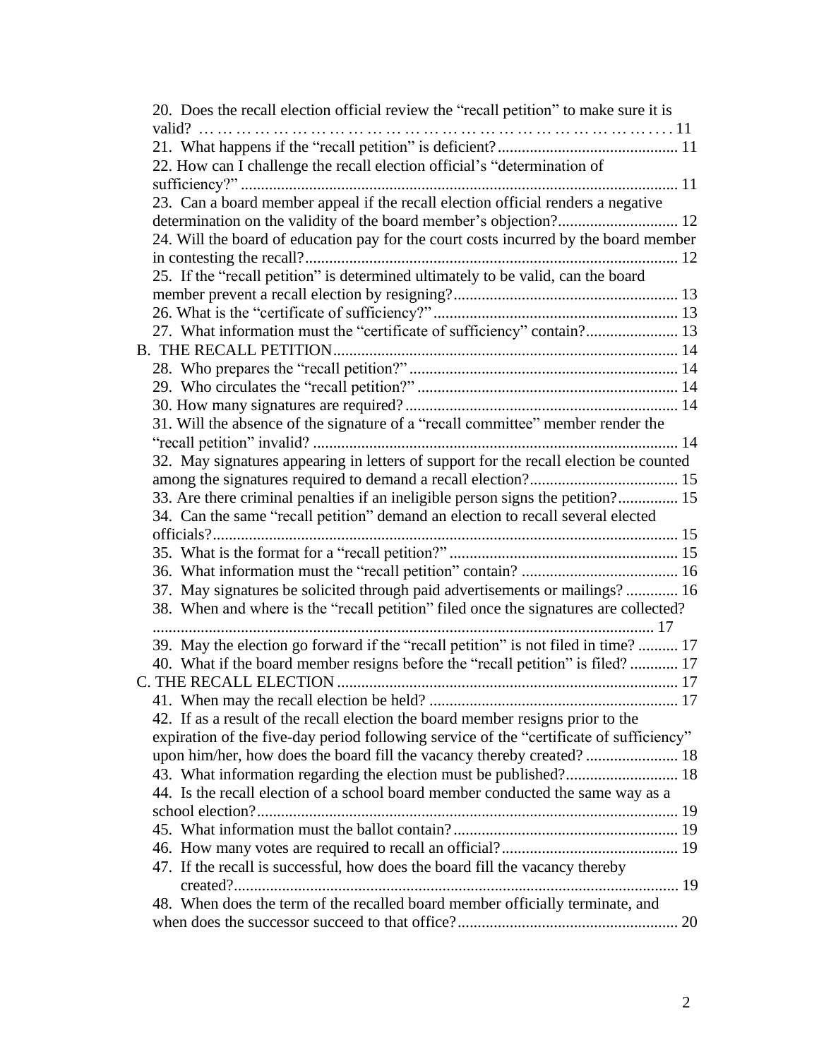20. Does the recall election official review the "recall petition" to make sure it is valid? ........................................................................................................... 11
21. What happens if the "recall petition" is deficient? ............................................ 11
22. How can I challenge the recall election official's "determination of sufficiency?" ............................................................................................................ 11
23. Can a board member appeal if the recall election official renders a negative determination on the validity of the board member's objection? .............................. 12
24. Will the board of education pay for the court costs incurred by the board member in contesting the recall? ............................................................................................ 12
25. If the "recall petition" is determined ultimately to be valid, can the board member prevent a recall election by resigning? ........................................................ 13
26. What is the "certificate of sufficiency?" ............................................................ 13
27. What information must the "certificate of sufficiency" contain? ....................... 13

B. THE RECALL PETITION ..................................................................................... 14
28. Who prepares the "recall petition?" .................................................................. 14
29. Who circulates the "recall petition?" ................................................................ 14
30. How many signatures are required? ................................................................... 14
31. Will the absence of the signature of a "recall committee" member render the "recall petition" invalid? .......................................................................................... 14
32. May signatures appearing in letters of support for the recall election be counted among the signatures required to demand a recall election? ..................................... 15
33. Are there criminal penalties if an ineligible person signs the petition? ............... 15
34. Can the same "recall petition" demand an election to recall several elected officials? ................................................................................................................... 15
35. What is the format for a "recall petition?" ......................................................... 15
36. What information must the "recall petition" contain? ....................................... 16
37. May signatures be solicited through paid advertisements or mailings? ............. 16
38. When and where is the "recall petition" filed once the signatures are collected? ............................................................................................................................ 17
39. May the election go forward if the "recall petition" is not filed in time? .......... 17
40. What if the board member resigns before the "recall petition" is filed? ............ 17

C. THE RECALL ELECTION .................................................................................... 17
41. When may the recall election be held? ............................................................. 17
42. If as a result of the recall election the board member resigns prior to the expiration of the five-day period following service of the "certificate of sufficiency" upon him/her, how does the board fill the vacancy thereby created? ....................... 18
43. What information regarding the election must be published? ............................ 18
44. Is the recall election of a school board member conducted the same way as a school election? ........................................................................................................ 19
45. What information must the ballot contain? ........................................................ 19
46. How many votes are required to recall an official? ............................................ 19
47. If the recall is successful, how does the board fill the vacancy thereby created? ............................................................................................................... 19
48. When does the term of the recalled board member officially terminate, and when does the successor succeed to that office? ...................................................... 20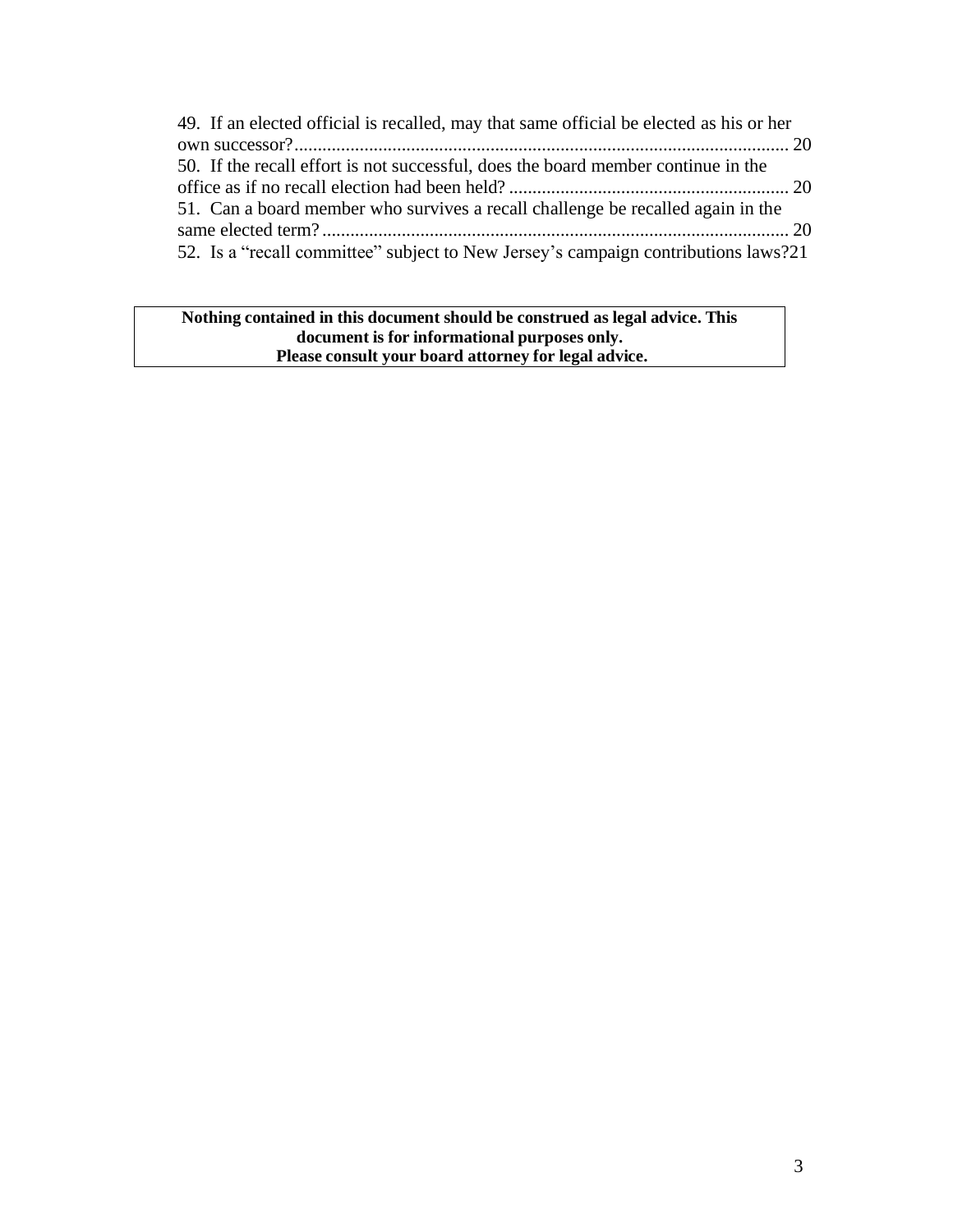49. If an elected official is recalled, may that same official be elected as his or her own successor? .......... 20

50. If the recall effort is not successful, does the board member continue in the office as if no recall election had been held? .......... 20

51. Can a board member who survives a recall challenge be recalled again in the same elected term? .......... 20

52. Is a "recall committee" subject to New Jersey's campaign contributions laws? 21

**Nothing contained in this document should be construed as legal advice. This document is for informational purposes only. Please consult your board attorney for legal advice.**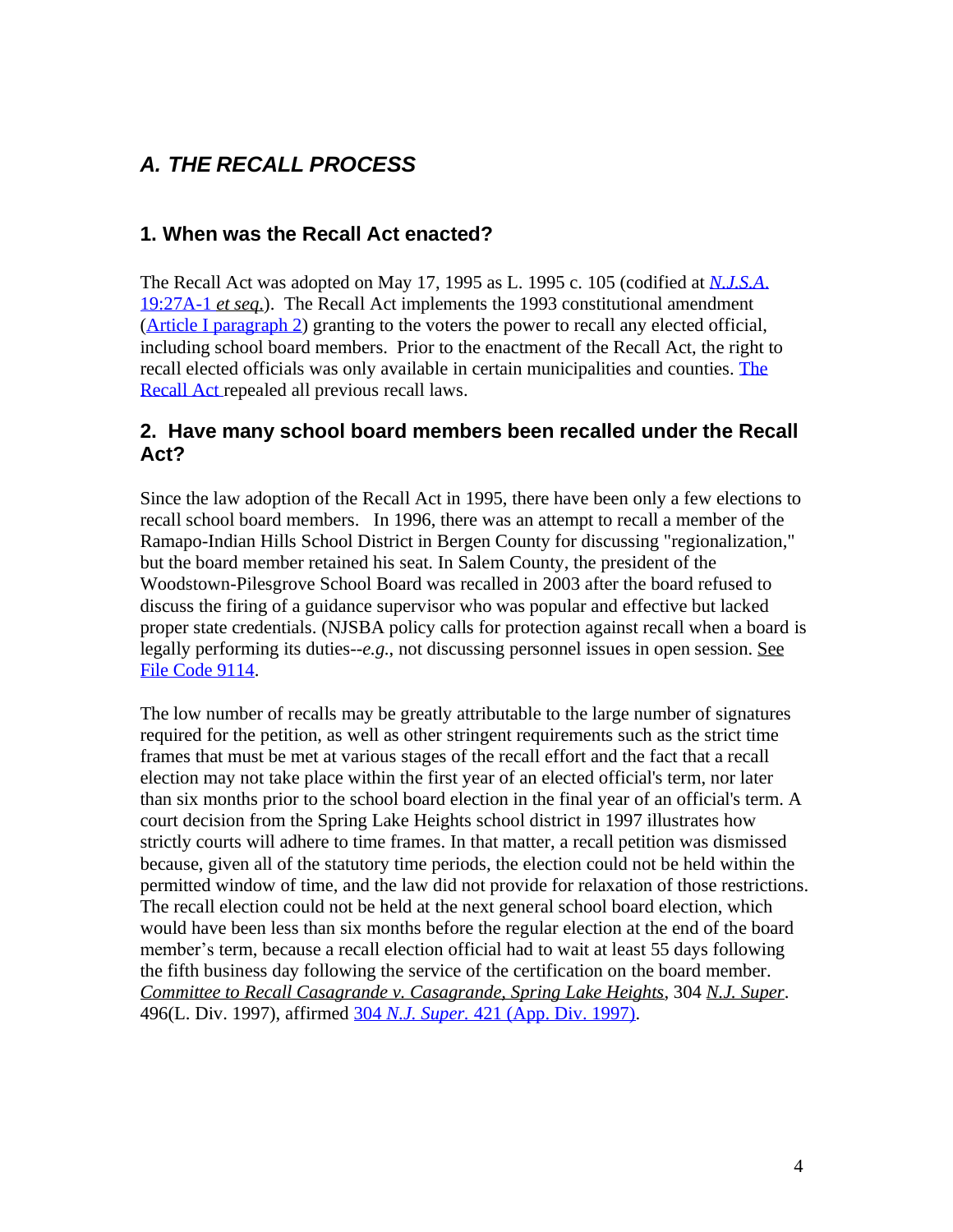## *A. THE RECALL PROCESS*

### 1. When was the Recall Act enacted?

The Recall Act was adopted on May 17, 1995 as L. 1995 c. 105 (codified at *N.J.S.A.* 19:27A-1 *et seq.*). The Recall Act implements the 1993 constitutional amendment (Article I paragraph 2) granting to the voters the power to recall any elected official, including school board members. Prior to the enactment of the Recall Act, the right to recall elected officials was only available in certain municipalities and counties. The Recall Act repealed all previous recall laws.

### 2. Have many school board members been recalled under the Recall Act?

Since the law adoption of the Recall Act in 1995, there have been only a few elections to recall school board members. In 1996, there was an attempt to recall a member of the Ramapo-Indian Hills School District in Bergen County for discussing "regionalization," but the board member retained his seat. In Salem County, the president of the Woodstown-Pilesgrove School Board was recalled in 2003 after the board refused to discuss the firing of a guidance supervisor who was popular and effective but lacked proper state credentials. (NJSBA policy calls for protection against recall when a board is legally performing its duties--*e.g.*, not discussing personnel issues in open session. See File Code 9114.

The low number of recalls may be greatly attributable to the large number of signatures required for the petition, as well as other stringent requirements such as the strict time frames that must be met at various stages of the recall effort and the fact that a recall election may not take place within the first year of an elected official's term, nor later than six months prior to the school board election in the final year of an official's term. A court decision from the Spring Lake Heights school district in 1997 illustrates how strictly courts will adhere to time frames. In that matter, a recall petition was dismissed because, given all of the statutory time periods, the election could not be held within the permitted window of time, and the law did not provide for relaxation of those restrictions. The recall election could not be held at the next general school board election, which would have been less than six months before the regular election at the end of the board member's term, because a recall election official had to wait at least 55 days following the fifth business day following the service of the certification on the board member. *Committee to Recall Casagrande v. Casagrande, Spring Lake Heights*, 304 *N.J. Super*. 496(L. Div. 1997), affirmed 304 *N.J. Super.* 421 (App. Div. 1997).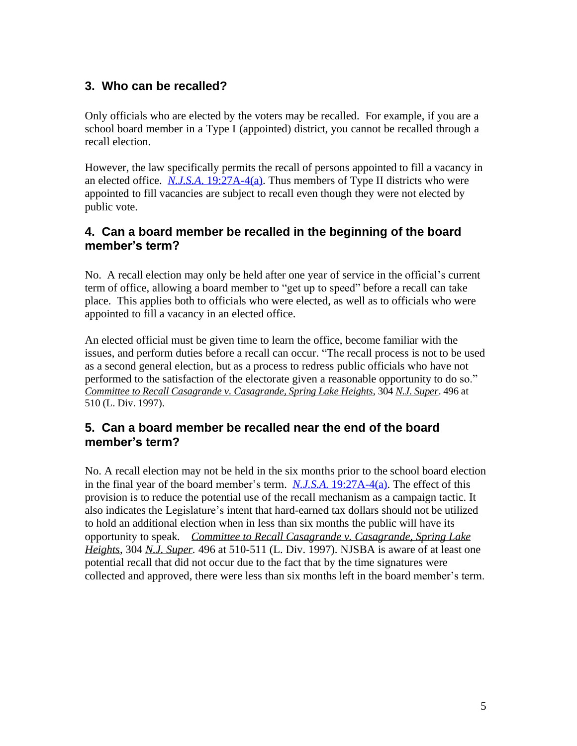## 3. Who can be recalled?

Only officials who are elected by the voters may be recalled. For example, if you are a school board member in a Type I (appointed) district, you cannot be recalled through a recall election.

However, the law specifically permits the recall of persons appointed to fill a vacancy in an elected office. *N.J.S.A.* 19:27A-4(a). Thus members of Type II districts who were appointed to fill vacancies are subject to recall even though they were not elected by public vote.

## 4. Can a board member be recalled in the beginning of the board member's term?

No. A recall election may only be held after one year of service in the official's current term of office, allowing a board member to "get up to speed" before a recall can take place. This applies both to officials who were elected, as well as to officials who were appointed to fill a vacancy in an elected office.

An elected official must be given time to learn the office, become familiar with the issues, and perform duties before a recall can occur. "The recall process is not to be used as a second general election, but as a process to redress public officials who have not performed to the satisfaction of the electorate given a reasonable opportunity to do so." *Committee to Recall Casagrande v. Casagrande, Spring Lake Heights*, 304 *N.J. Super*. 496 at 510 (L. Div. 1997).

## 5. Can a board member be recalled near the end of the board member's term?

No. A recall election may not be held in the six months prior to the school board election in the final year of the board member's term. *N.J.S.A.* 19:27A-4(a). The effect of this provision is to reduce the potential use of the recall mechanism as a campaign tactic. It also indicates the Legislature's intent that hard-earned tax dollars should not be utilized to hold an additional election when in less than six months the public will have its opportunity to speak. *Committee to Recall Casagrande v. Casagrande, Spring Lake Heights*, 304 *N.J. Super.* 496 at 510-511 (L. Div. 1997). NJSBA is aware of at least one potential recall that did not occur due to the fact that by the time signatures were collected and approved, there were less than six months left in the board member's term.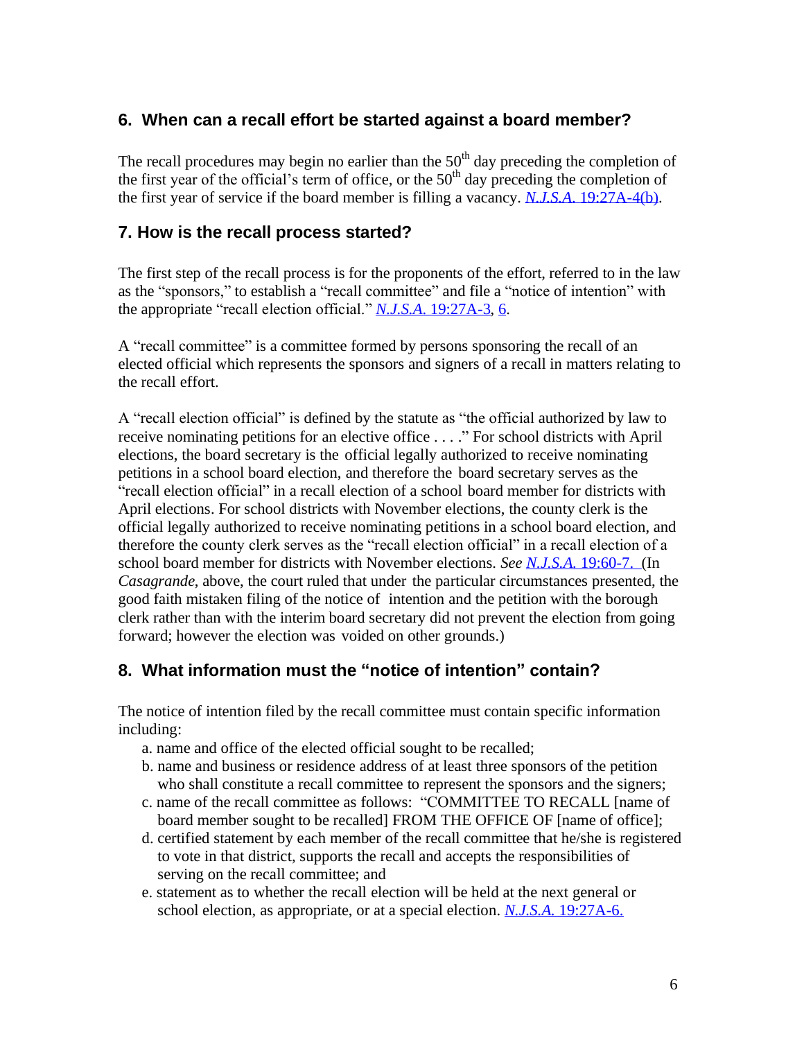## 6. When can a recall effort be started against a board member?

The recall procedures may begin no earlier than the 50th day preceding the completion of the first year of the official's term of office, or the 50th day preceding the completion of the first year of service if the board member is filling a vacancy. *N.J.S.A.* 19:27A-4(b).

## 7. How is the recall process started?

The first step of the recall process is for the proponents of the effort, referred to in the law as the "sponsors," to establish a "recall committee" and file a "notice of intention" with the appropriate "recall election official." *N.J.S.A.* 19:27A-3, 6.

A "recall committee" is a committee formed by persons sponsoring the recall of an elected official which represents the sponsors and signers of a recall in matters relating to the recall effort.

A "recall election official" is defined by the statute as "the official authorized by law to receive nominating petitions for an elective office . . . ." For school districts with April elections, the board secretary is the official legally authorized to receive nominating petitions in a school board election, and therefore the board secretary serves as the "recall election official" in a recall election of a school board member for districts with April elections. For school districts with November elections, the county clerk is the official legally authorized to receive nominating petitions in a school board election, and therefore the county clerk serves as the "recall election official" in a recall election of a school board member for districts with November elections. *See* *N.J.S.A.* 19:60-7. (In *Casagrande*, above, the court ruled that under the particular circumstances presented, the good faith mistaken filing of the notice of intention and the petition with the borough clerk rather than with the interim board secretary did not prevent the election from going forward; however the election was voided on other grounds.)

## 8. What information must the "notice of intention" contain?

The notice of intention filed by the recall committee must contain specific information including:

a. name and office of the elected official sought to be recalled;
b. name and business or residence address of at least three sponsors of the petition who shall constitute a recall committee to represent the sponsors and the signers;
c. name of the recall committee as follows: "COMMITTEE TO RECALL [name of board member sought to be recalled] FROM THE OFFICE OF [name of office];
d. certified statement by each member of the recall committee that he/she is registered to vote in that district, supports the recall and accepts the responsibilities of serving on the recall committee; and
e. statement as to whether the recall election will be held at the next general or school election, as appropriate, or at a special election. *N.J.S.A.* 19:27A-6.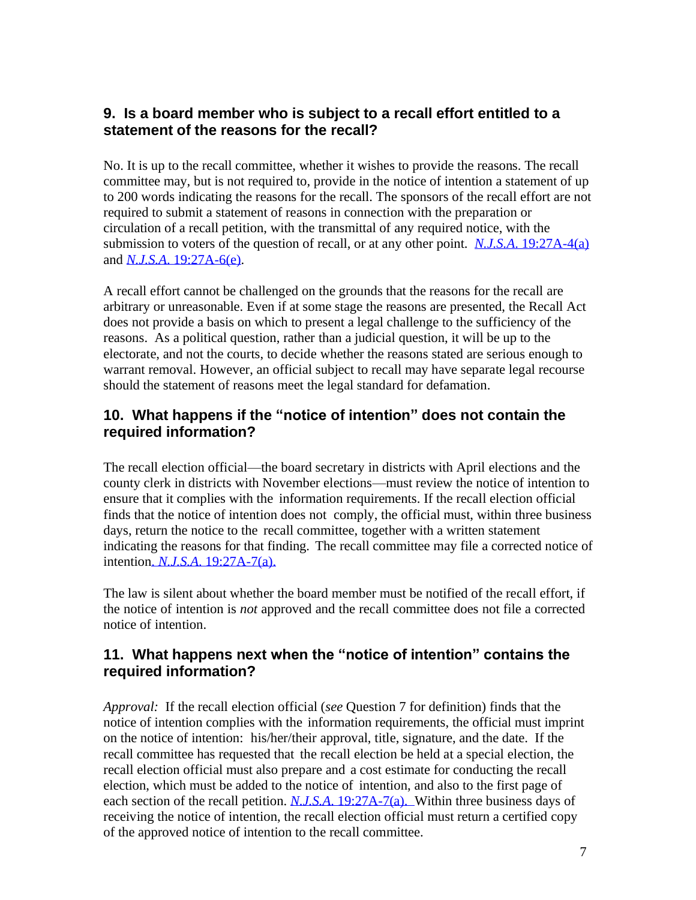## 9. Is a board member who is subject to a recall effort entitled to a statement of the reasons for the recall?

No. It is up to the recall committee, whether it wishes to provide the reasons. The recall committee may, but is not required to, provide in the notice of intention a statement of up to 200 words indicating the reasons for the recall. The sponsors of the recall effort are not required to submit a statement of reasons in connection with the preparation or circulation of a recall petition, with the transmittal of any required notice, with the submission to voters of the question of recall, or at any other point. *N.J.S.A.* 19:27A-4(a) and *N.J.S.A.* 19:27A-6(e).

A recall effort cannot be challenged on the grounds that the reasons for the recall are arbitrary or unreasonable. Even if at some stage the reasons are presented, the Recall Act does not provide a basis on which to present a legal challenge to the sufficiency of the reasons. As a political question, rather than a judicial question, it will be up to the electorate, and not the courts, to decide whether the reasons stated are serious enough to warrant removal. However, an official subject to recall may have separate legal recourse should the statement of reasons meet the legal standard for defamation.

## 10. What happens if the "notice of intention" does not contain the required information?

The recall election official—the board secretary in districts with April elections and the county clerk in districts with November elections—must review the notice of intention to ensure that it complies with the information requirements. If the recall election official finds that the notice of intention does not comply, the official must, within three business days, return the notice to the recall committee, together with a written statement indicating the reasons for that finding. The recall committee may file a corrected notice of intention. *N.J.S.A.* 19:27A-7(a).

The law is silent about whether the board member must be notified of the recall effort, if the notice of intention is *not* approved and the recall committee does not file a corrected notice of intention.

## 11. What happens next when the "notice of intention" contains the required information?

*Approval:* If the recall election official (*see* Question 7 for definition) finds that the notice of intention complies with the information requirements, the official must imprint on the notice of intention: his/her/their approval, title, signature, and the date. If the recall committee has requested that the recall election be held at a special election, the recall election official must also prepare and a cost estimate for conducting the recall election, which must be added to the notice of intention, and also to the first page of each section of the recall petition. *N.J.S.A.* 19:27A-7(a). Within three business days of receiving the notice of intention, the recall election official must return a certified copy of the approved notice of intention to the recall committee.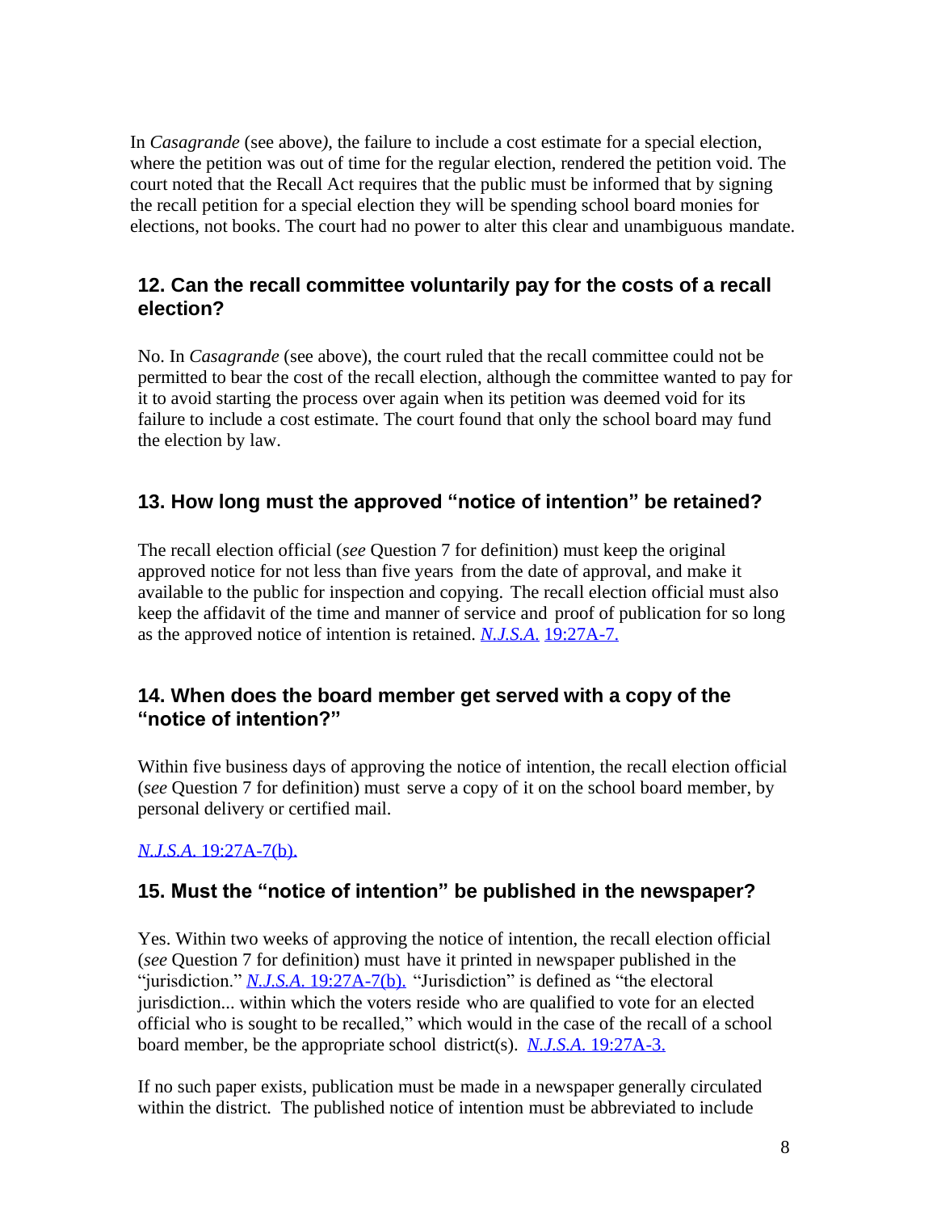In *Casagrande* (see above), the failure to include a cost estimate for a special election, where the petition was out of time for the regular election, rendered the petition void. The court noted that the Recall Act requires that the public must be informed that by signing the recall petition for a special election they will be spending school board monies for elections, not books. The court had no power to alter this clear and unambiguous mandate.

## 12. Can the recall committee voluntarily pay for the costs of a recall election?

No. In *Casagrande* (see above), the court ruled that the recall committee could not be permitted to bear the cost of the recall election, although the committee wanted to pay for it to avoid starting the process over again when its petition was deemed void for its failure to include a cost estimate. The court found that only the school board may fund the election by law.

## 13. How long must the approved "notice of intention" be retained?

The recall election official (*see* Question 7 for definition) must keep the original approved notice for not less than five years from the date of approval, and make it available to the public for inspection and copying. The recall election official must also keep the affidavit of the time and manner of service and proof of publication for so long as the approved notice of intention is retained. *N.J.S.A.* 19:27A-7.

## 14. When does the board member get served with a copy of the "notice of intention?"

Within five business days of approving the notice of intention, the recall election official (*see* Question 7 for definition) must serve a copy of it on the school board member, by personal delivery or certified mail.

*N.J.S.A.* 19:27A-7(b).

## 15. Must the "notice of intention" be published in the newspaper?

Yes. Within two weeks of approving the notice of intention, the recall election official (*see* Question 7 for definition) must have it printed in newspaper published in the "jurisdiction." *N.J.S.A.* 19:27A-7(b). "Jurisdiction" is defined as "the electoral jurisdiction... within which the voters reside who are qualified to vote for an elected official who is sought to be recalled," which would in the case of the recall of a school board member, be the appropriate school district(s). *N.J.S.A.* 19:27A-3.

If no such paper exists, publication must be made in a newspaper generally circulated within the district. The published notice of intention must be abbreviated to include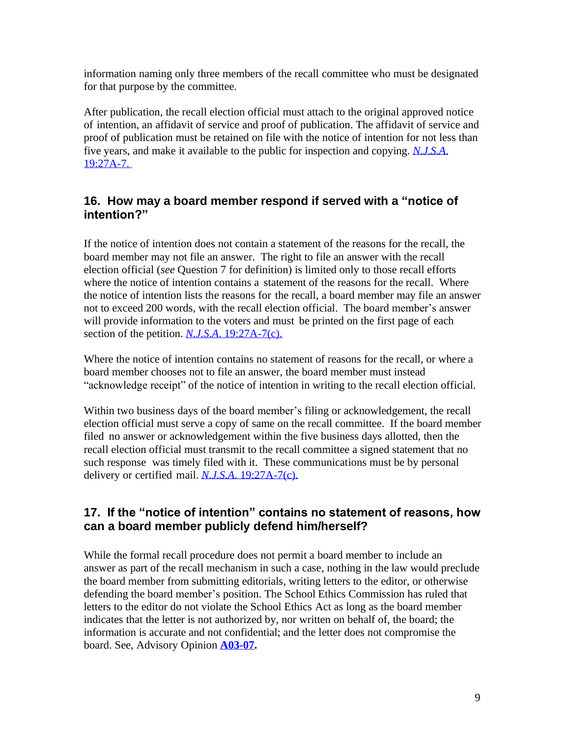information naming only three members of the recall committee who must be designated for that purpose by the committee.

After publication, the recall election official must attach to the original approved notice of intention, an affidavit of service and proof of publication. The affidavit of service and proof of publication must be retained on file with the notice of intention for not less than five years, and make it available to the public for inspection and copying. *N.J.S.A.* 19:27A-7.

## 16. How may a board member respond if served with a "notice of intention?"

If the notice of intention does not contain a statement of the reasons for the recall, the board member may not file an answer. The right to file an answer with the recall election official (*see* Question 7 for definition) is limited only to those recall efforts where the notice of intention contains a statement of the reasons for the recall. Where the notice of intention lists the reasons for the recall, a board member may file an answer not to exceed 200 words, with the recall election official. The board member's answer will provide information to the voters and must be printed on the first page of each section of the petition. *N.J.S.A.* 19:27A-7(c).

Where the notice of intention contains no statement of reasons for the recall, or where a board member chooses not to file an answer, the board member must instead "acknowledge receipt" of the notice of intention in writing to the recall election official.

Within two business days of the board member's filing or acknowledgement, the recall election official must serve a copy of same on the recall committee. If the board member filed no answer or acknowledgement within the five business days allotted, then the recall election official must transmit to the recall committee a signed statement that no such response was timely filed with it. These communications must be by personal delivery or certified mail. *N.J.S.A.* 19:27A-7(c).

## 17. If the "notice of intention" contains no statement of reasons, how can a board member publicly defend him/herself?

While the formal recall procedure does not permit a board member to include an answer as part of the recall mechanism in such a case, nothing in the law would preclude the board member from submitting editorials, writing letters to the editor, or otherwise defending the board member's position. The School Ethics Commission has ruled that letters to the editor do not violate the School Ethics Act as long as the board member indicates that the letter is not authorized by, nor written on behalf of, the board; the information is accurate and not confidential; and the letter does not compromise the board. See, Advisory Opinion **A03-07.**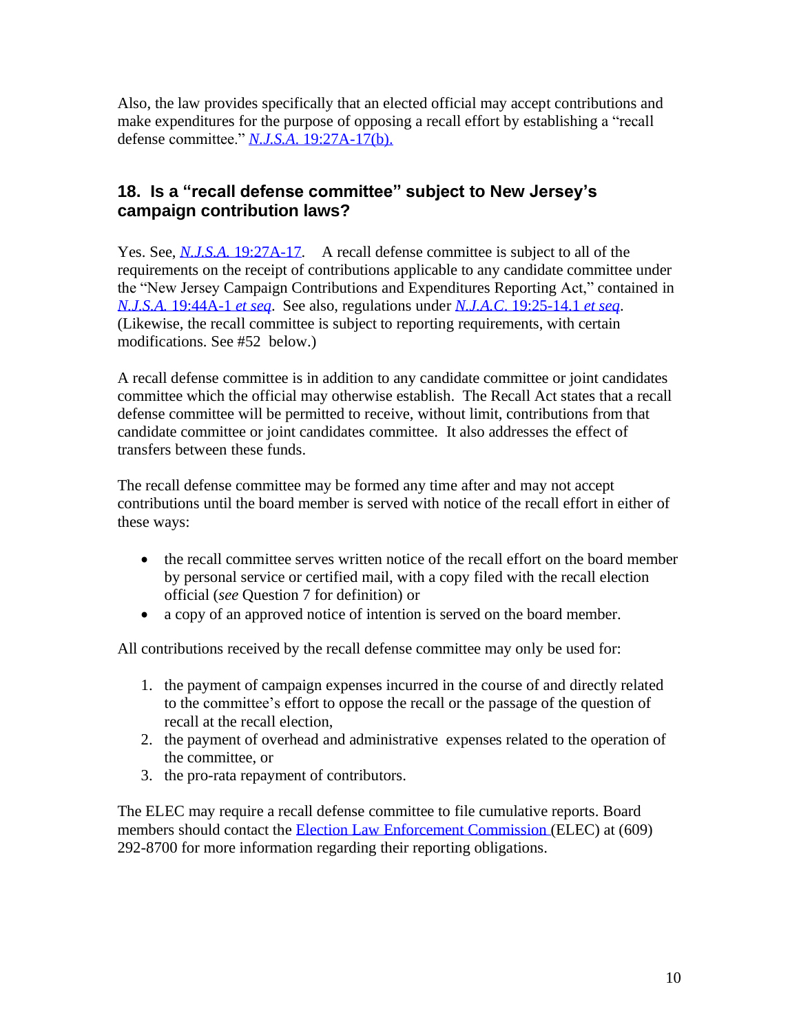Also, the law provides specifically that an elected official may accept contributions and make expenditures for the purpose of opposing a recall effort by establishing a "recall defense committee." *N.J.S.A.* 19:27A-17(b).

## 18. Is a "recall defense committee" subject to New Jersey's campaign contribution laws?

Yes. See, *N.J.S.A.* 19:27A-17. A recall defense committee is subject to all of the requirements on the receipt of contributions applicable to any candidate committee under the "New Jersey Campaign Contributions and Expenditures Reporting Act," contained in *N.J.S.A.* 19:44A-1 *et seq*. See also, regulations under *N.J.A.C.* 19:25-14.1 *et seq*. (Likewise, the recall committee is subject to reporting requirements, with certain modifications. See #52 below.)

A recall defense committee is in addition to any candidate committee or joint candidates committee which the official may otherwise establish. The Recall Act states that a recall defense committee will be permitted to receive, without limit, contributions from that candidate committee or joint candidates committee. It also addresses the effect of transfers between these funds.

The recall defense committee may be formed any time after and may not accept contributions until the board member is served with notice of the recall effort in either of these ways:

- the recall committee serves written notice of the recall effort on the board member by personal service or certified mail, with a copy filed with the recall election official (*see* Question 7 for definition) or
- a copy of an approved notice of intention is served on the board member.

All contributions received by the recall defense committee may only be used for:

1. the payment of campaign expenses incurred in the course of and directly related to the committee's effort to oppose the recall or the passage of the question of recall at the recall election,
2. the payment of overhead and administrative expenses related to the operation of the committee, or
3. the pro-rata repayment of contributors.

The ELEC may require a recall defense committee to file cumulative reports. Board members should contact the Election Law Enforcement Commission (ELEC) at (609) 292-8700 for more information regarding their reporting obligations.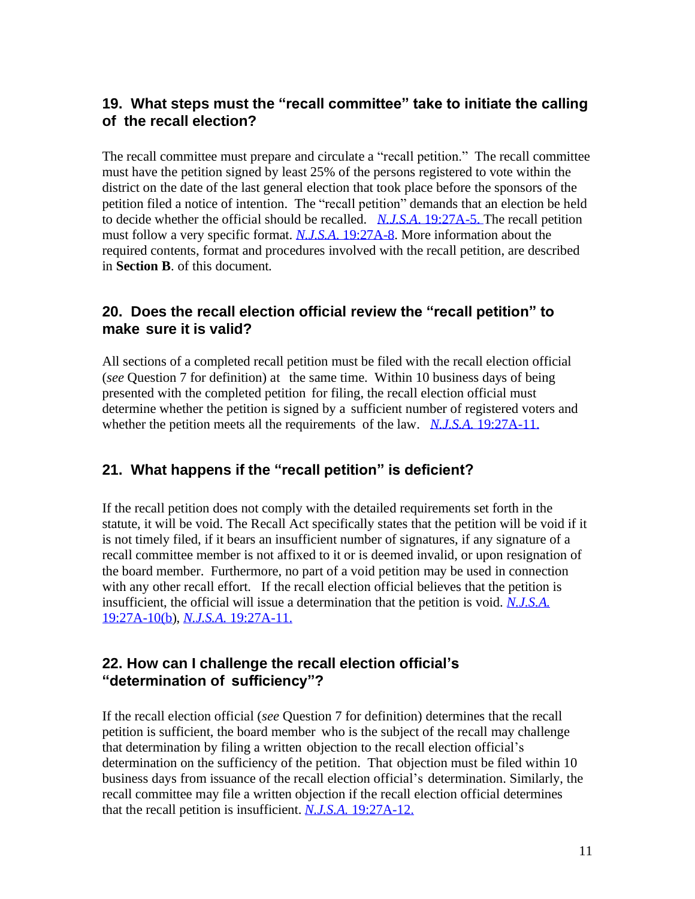### 19. What steps must the "recall committee" take to initiate the calling of the recall election?

The recall committee must prepare and circulate a "recall petition." The recall committee must have the petition signed by least 25% of the persons registered to vote within the district on the date of the last general election that took place before the sponsors of the petition filed a notice of intention. The "recall petition" demands that an election be held to decide whether the official should be recalled. *N.J.S.A.* 19:27A-5. The recall petition must follow a very specific format. *N.J.S.A.* 19:27A-8. More information about the required contents, format and procedures involved with the recall petition, are described in **Section B**. of this document.

### 20. Does the recall election official review the "recall petition" to make sure it is valid?

All sections of a completed recall petition must be filed with the recall election official (*see* Question 7 for definition) at the same time. Within 10 business days of being presented with the completed petition for filing, the recall election official must determine whether the petition is signed by a sufficient number of registered voters and whether the petition meets all the requirements of the law. *N.J.S.A.* 19:27A-11.

### 21. What happens if the "recall petition" is deficient?

If the recall petition does not comply with the detailed requirements set forth in the statute, it will be void. The Recall Act specifically states that the petition will be void if it is not timely filed, if it bears an insufficient number of signatures, if any signature of a recall committee member is not affixed to it or is deemed invalid, or upon resignation of the board member. Furthermore, no part of a void petition may be used in connection with any other recall effort. If the recall election official believes that the petition is insufficient, the official will issue a determination that the petition is void. *N.J.S.A.* 19:27A-10(b), *N.J.S.A.* 19:27A-11.

### 22. How can I challenge the recall election official's "determination of sufficiency"?

If the recall election official (*see* Question 7 for definition) determines that the recall petition is sufficient, the board member who is the subject of the recall may challenge that determination by filing a written objection to the recall election official's determination on the sufficiency of the petition. That objection must be filed within 10 business days from issuance of the recall election official's determination. Similarly, the recall committee may file a written objection if the recall election official determines that the recall petition is insufficient. *N.J.S.A.* 19:27A-12.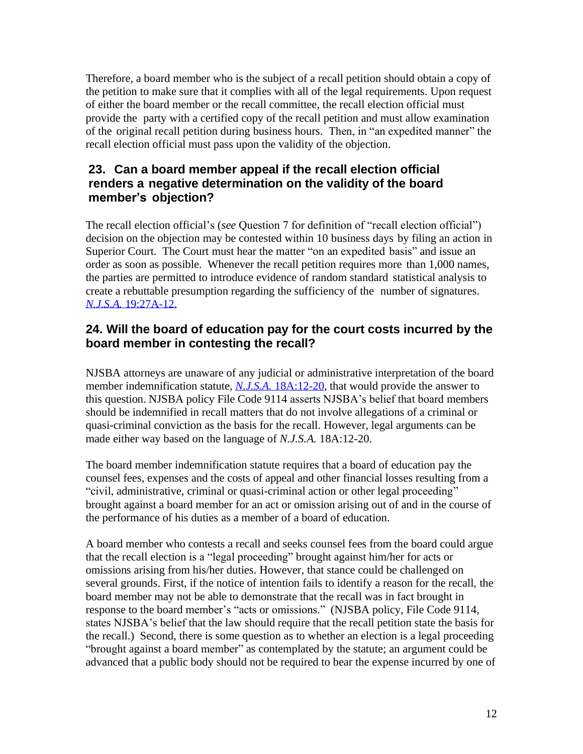Therefore, a board member who is the subject of a recall petition should obtain a copy of the petition to make sure that it complies with all of the legal requirements. Upon request of either the board member or the recall committee, the recall election official must provide the party with a certified copy of the recall petition and must allow examination of the original recall petition during business hours. Then, in "an expedited manner" the recall election official must pass upon the validity of the objection.

## 23. Can a board member appeal if the recall election official renders a negative determination on the validity of the board member's objection?

The recall election official's (*see* Question 7 for definition of "recall election official") decision on the objection may be contested within 10 business days by filing an action in Superior Court. The Court must hear the matter "on an expedited basis" and issue an order as soon as possible. Whenever the recall petition requires more than 1,000 names, the parties are permitted to introduce evidence of random standard statistical analysis to create a rebuttable presumption regarding the sufficiency of the number of signatures. *N.J.S.A.* 19:27A-12.

## 24. Will the board of education pay for the court costs incurred by the board member in contesting the recall?

NJSBA attorneys are unaware of any judicial or administrative interpretation of the board member indemnification statute, *N.J.S.A.* 18A:12-20, that would provide the answer to this question. NJSBA policy File Code 9114 asserts NJSBA's belief that board members should be indemnified in recall matters that do not involve allegations of a criminal or quasi-criminal conviction as the basis for the recall. However, legal arguments can be made either way based on the language of *N.J.S.A.* 18A:12-20.

The board member indemnification statute requires that a board of education pay the counsel fees, expenses and the costs of appeal and other financial losses resulting from a "civil, administrative, criminal or quasi-criminal action or other legal proceeding" brought against a board member for an act or omission arising out of and in the course of the performance of his duties as a member of a board of education.

A board member who contests a recall and seeks counsel fees from the board could argue that the recall election is a "legal proceeding" brought against him/her for acts or omissions arising from his/her duties. However, that stance could be challenged on several grounds. First, if the notice of intention fails to identify a reason for the recall, the board member may not be able to demonstrate that the recall was in fact brought in response to the board member's "acts or omissions." (NJSBA policy, File Code 9114, states NJSBA's belief that the law should require that the recall petition state the basis for the recall.) Second, there is some question as to whether an election is a legal proceeding "brought against a board member" as contemplated by the statute; an argument could be advanced that a public body should not be required to bear the expense incurred by one of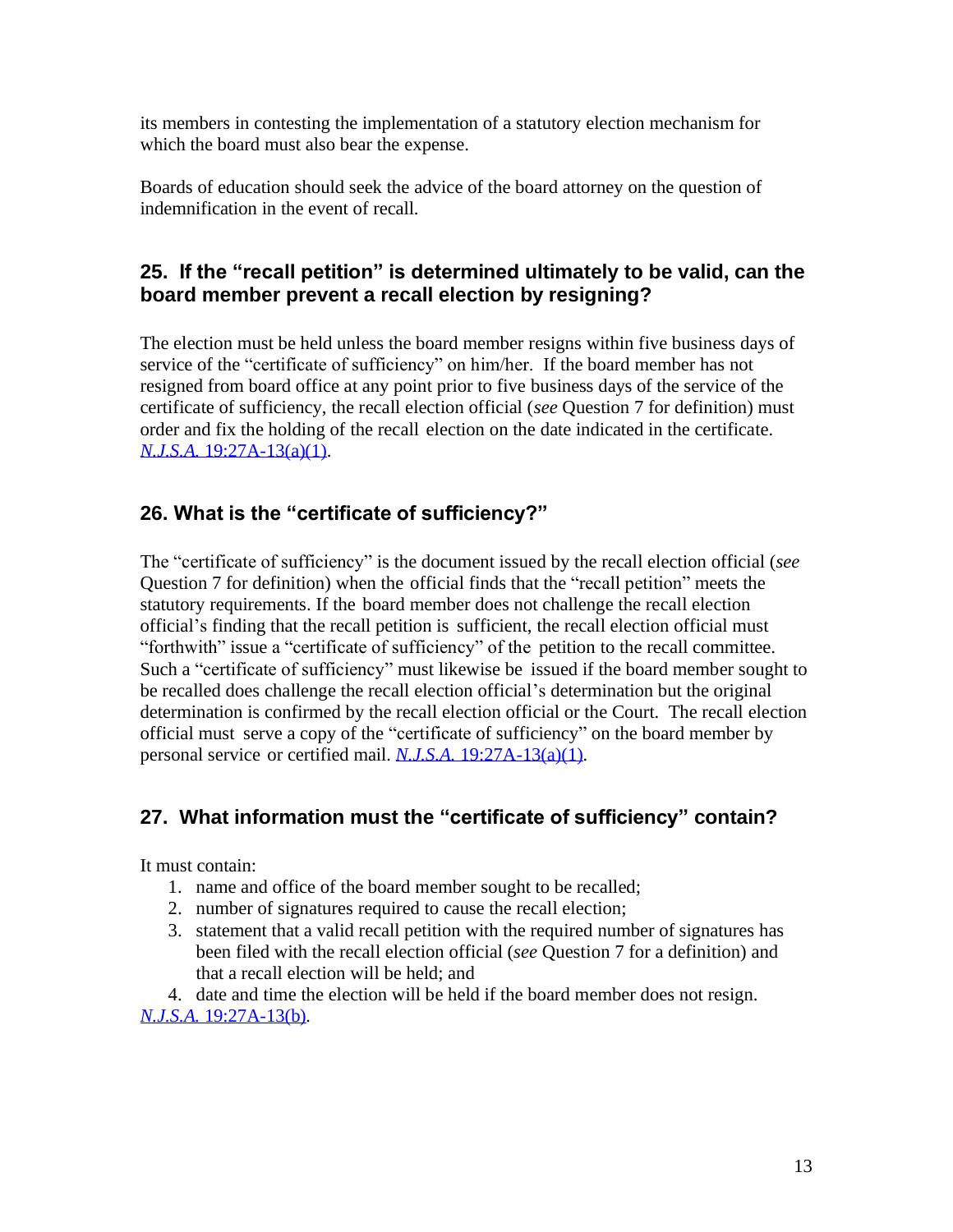its members in contesting the implementation of a statutory election mechanism for which the board must also bear the expense.

Boards of education should seek the advice of the board attorney on the question of indemnification in the event of recall.

## 25. If the "recall petition" is determined ultimately to be valid, can the board member prevent a recall election by resigning?

The election must be held unless the board member resigns within five business days of service of the "certificate of sufficiency" on him/her. If the board member has not resigned from board office at any point prior to five business days of the service of the certificate of sufficiency, the recall election official (*see* Question 7 for definition) must order and fix the holding of the recall election on the date indicated in the certificate. *N.J.S.A.* 19:27A-13(a)(1).

## 26. What is the "certificate of sufficiency?"

The "certificate of sufficiency" is the document issued by the recall election official (*see* Question 7 for definition) when the official finds that the "recall petition" meets the statutory requirements. If the board member does not challenge the recall election official's finding that the recall petition is sufficient, the recall election official must "forthwith" issue a "certificate of sufficiency" of the petition to the recall committee. Such a "certificate of sufficiency" must likewise be issued if the board member sought to be recalled does challenge the recall election official's determination but the original determination is confirmed by the recall election official or the Court. The recall election official must serve a copy of the "certificate of sufficiency" on the board member by personal service or certified mail. *N.J.S.A.* 19:27A-13(a)(1).

## 27. What information must the "certificate of sufficiency" contain?

It must contain:

1. name and office of the board member sought to be recalled;
2. number of signatures required to cause the recall election;
3. statement that a valid recall petition with the required number of signatures has been filed with the recall election official (*see* Question 7 for a definition) and that a recall election will be held; and
4. date and time the election will be held if the board member does not resign.

*N.J.S.A.* 19:27A-13(b).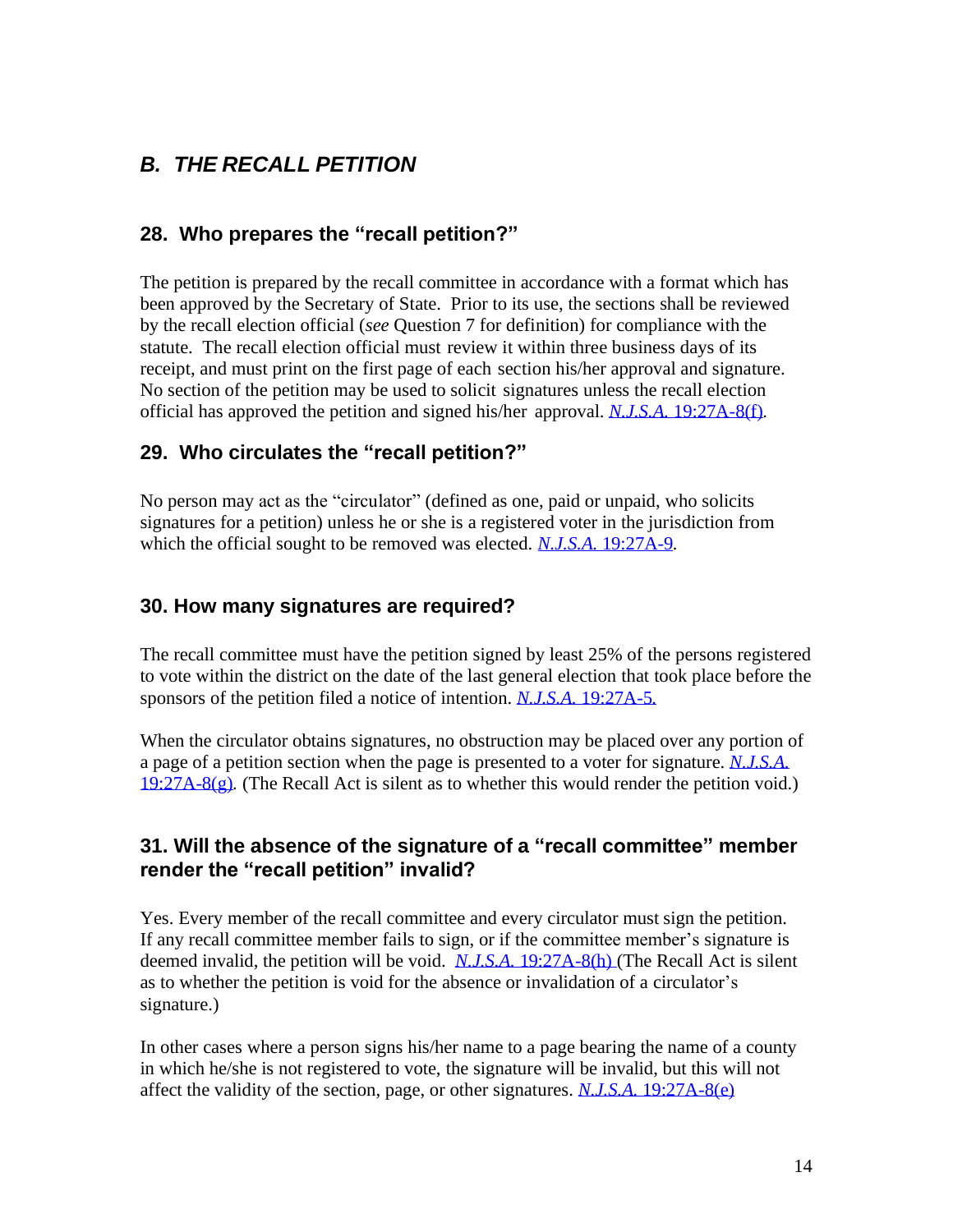## *B. THE RECALL PETITION*

### 28. Who prepares the "recall petition?"

The petition is prepared by the recall committee in accordance with a format which has been approved by the Secretary of State. Prior to its use, the sections shall be reviewed by the recall election official (*see* Question 7 for definition) for compliance with the statute. The recall election official must review it within three business days of its receipt, and must print on the first page of each section his/her approval and signature. No section of the petition may be used to solicit signatures unless the recall election official has approved the petition and signed his/her approval. *N.J.S.A.* 19:27A-8(f).

### 29. Who circulates the "recall petition?"

No person may act as the "circulator" (defined as one, paid or unpaid, who solicits signatures for a petition) unless he or she is a registered voter in the jurisdiction from which the official sought to be removed was elected. *N.J.S.A.* 19:27A-9.

### 30. How many signatures are required?

The recall committee must have the petition signed by least 25% of the persons registered to vote within the district on the date of the last general election that took place before the sponsors of the petition filed a notice of intention. *N.J.S.A.* 19:27A-5.

When the circulator obtains signatures, no obstruction may be placed over any portion of a page of a petition section when the page is presented to a voter for signature. *N.J.S.A.* 19:27A-8(g). (The Recall Act is silent as to whether this would render the petition void.)

### 31. Will the absence of the signature of a "recall committee" member render the "recall petition" invalid?

Yes. Every member of the recall committee and every circulator must sign the petition. If any recall committee member fails to sign, or if the committee member's signature is deemed invalid, the petition will be void. *N.J.S.A.* 19:27A-8(h) (The Recall Act is silent as to whether the petition is void for the absence or invalidation of a circulator's signature.)

In other cases where a person signs his/her name to a page bearing the name of a county in which he/she is not registered to vote, the signature will be invalid, but this will not affect the validity of the section, page, or other signatures. *N.J.S.A.* 19:27A-8(e)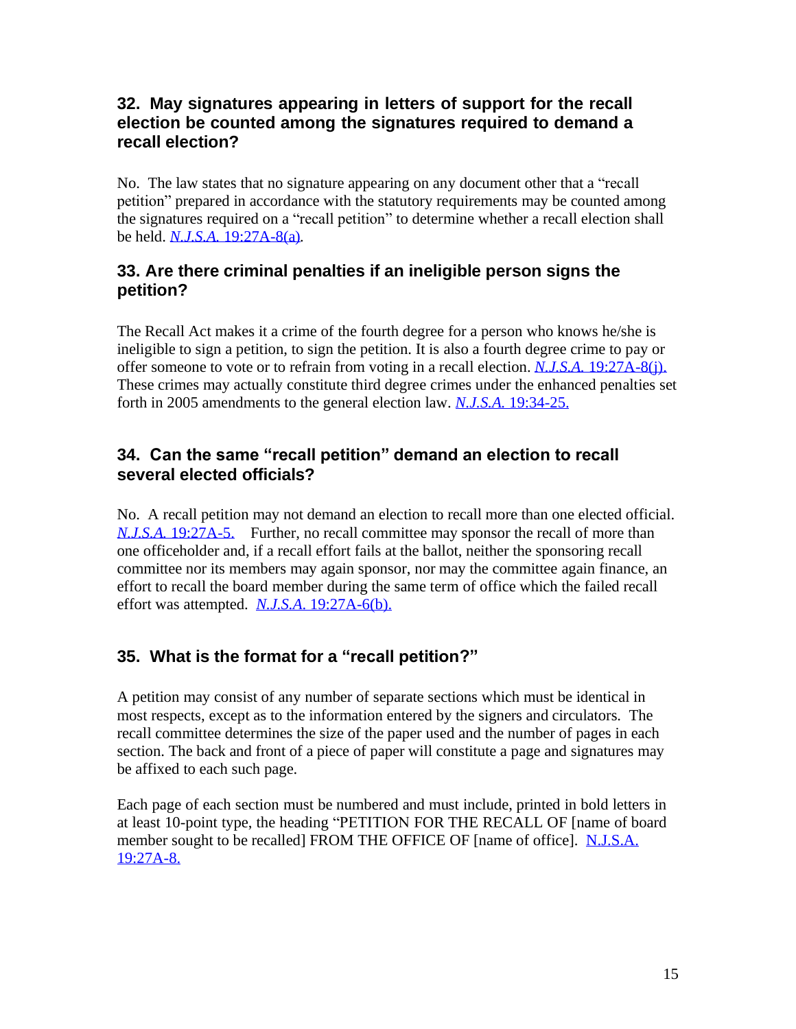### 32. May signatures appearing in letters of support for the recall election be counted among the signatures required to demand a recall election?

No. The law states that no signature appearing on any document other that a "recall petition" prepared in accordance with the statutory requirements may be counted among the signatures required on a "recall petition" to determine whether a recall election shall be held. *N.J.S.A.* 19:27A-8(a).

### 33. Are there criminal penalties if an ineligible person signs the petition?

The Recall Act makes it a crime of the fourth degree for a person who knows he/she is ineligible to sign a petition, to sign the petition. It is also a fourth degree crime to pay or offer someone to vote or to refrain from voting in a recall election. *N.J.S.A.* 19:27A-8(j). These crimes may actually constitute third degree crimes under the enhanced penalties set forth in 2005 amendments to the general election law. *N.J.S.A.* 19:34-25.

### 34. Can the same "recall petition" demand an election to recall several elected officials?

No. A recall petition may not demand an election to recall more than one elected official. *N.J.S.A.* 19:27A-5. Further, no recall committee may sponsor the recall of more than one officeholder and, if a recall effort fails at the ballot, neither the sponsoring recall committee nor its members may again sponsor, nor may the committee again finance, an effort to recall the board member during the same term of office which the failed recall effort was attempted. *N.J.S.A.* 19:27A-6(b).

### 35. What is the format for a "recall petition?"

A petition may consist of any number of separate sections which must be identical in most respects, except as to the information entered by the signers and circulators. The recall committee determines the size of the paper used and the number of pages in each section. The back and front of a piece of paper will constitute a page and signatures may be affixed to each such page.

Each page of each section must be numbered and must include, printed in bold letters in at least 10-point type, the heading "PETITION FOR THE RECALL OF [name of board member sought to be recalled] FROM THE OFFICE OF [name of office]. N.J.S.A. 19:27A-8.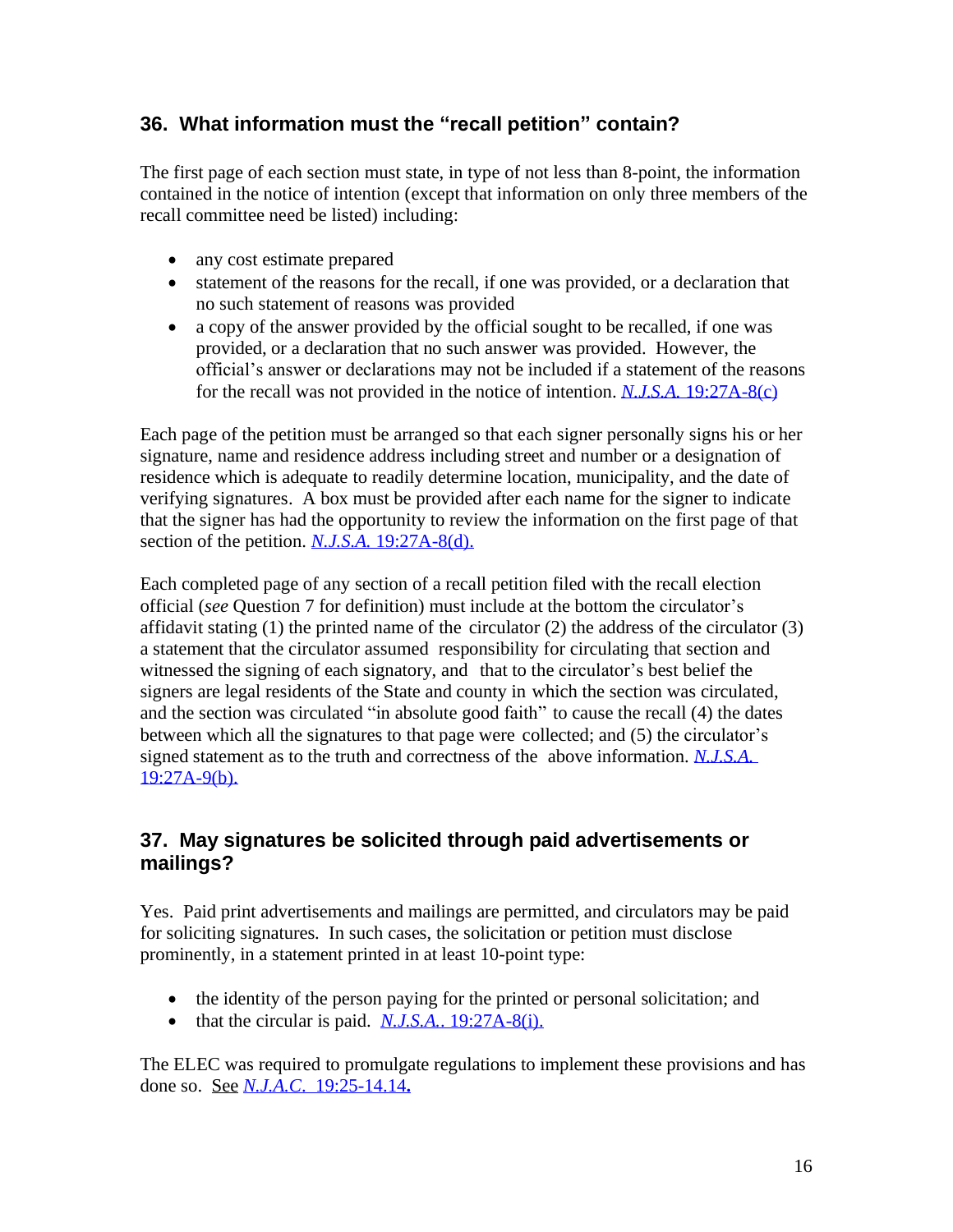## 36. What information must the "recall petition" contain?

The first page of each section must state, in type of not less than 8-point, the information contained in the notice of intention (except that information on only three members of the recall committee need be listed) including:

- any cost estimate prepared
- statement of the reasons for the recall, if one was provided, or a declaration that no such statement of reasons was provided
- a copy of the answer provided by the official sought to be recalled, if one was provided, or a declaration that no such answer was provided. However, the official's answer or declarations may not be included if a statement of the reasons for the recall was not provided in the notice of intention. *N.J.S.A.* 19:27A-8(c)

Each page of the petition must be arranged so that each signer personally signs his or her signature, name and residence address including street and number or a designation of residence which is adequate to readily determine location, municipality, and the date of verifying signatures. A box must be provided after each name for the signer to indicate that the signer has had the opportunity to review the information on the first page of that section of the petition. *N.J.S.A.* 19:27A-8(d).

Each completed page of any section of a recall petition filed with the recall election official (*see* Question 7 for definition) must include at the bottom the circulator's affidavit stating (1) the printed name of the circulator (2) the address of the circulator (3) a statement that the circulator assumed responsibility for circulating that section and witnessed the signing of each signatory, and that to the circulator's best belief the signers are legal residents of the State and county in which the section was circulated, and the section was circulated "in absolute good faith" to cause the recall (4) the dates between which all the signatures to that page were collected; and (5) the circulator's signed statement as to the truth and correctness of the above information. *N.J.S.A.* 19:27A-9(b).

## 37. May signatures be solicited through paid advertisements or mailings?

Yes. Paid print advertisements and mailings are permitted, and circulators may be paid for soliciting signatures. In such cases, the solicitation or petition must disclose prominently, in a statement printed in at least 10-point type:

- the identity of the person paying for the printed or personal solicitation; and
- that the circular is paid. *N.J.S.A.*. 19:27A-8(i).

The ELEC was required to promulgate regulations to implement these provisions and has done so. See *N.J.A.C.* 19:25-14.14.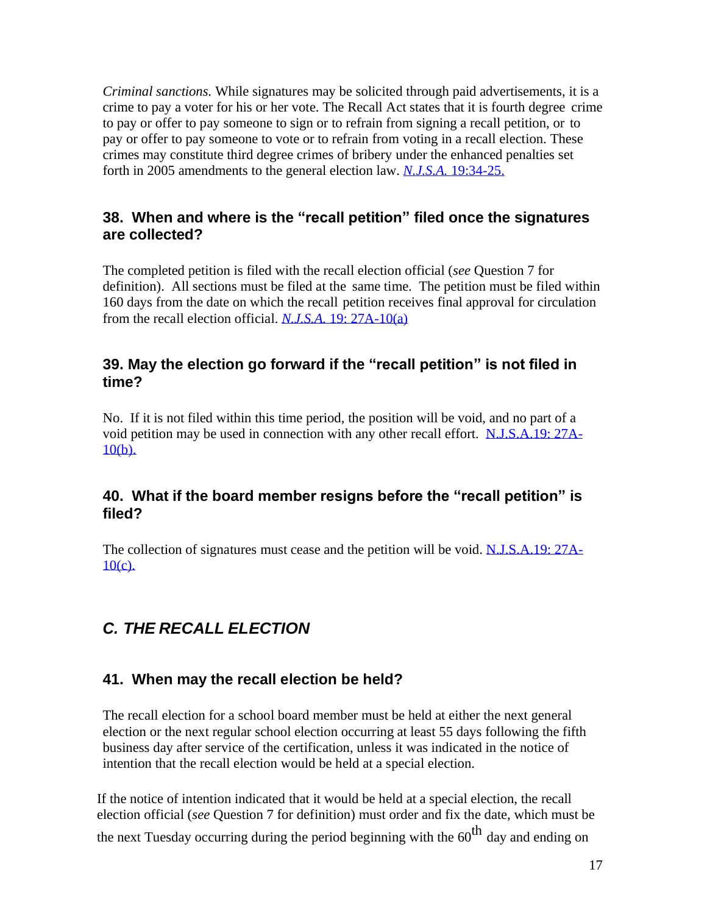*Criminal sanctions.* While signatures may be solicited through paid advertisements, it is a crime to pay a voter for his or her vote. The Recall Act states that it is fourth degree crime to pay or offer to pay someone to sign or to refrain from signing a recall petition, or to pay or offer to pay someone to vote or to refrain from voting in a recall election. These crimes may constitute third degree crimes of bribery under the enhanced penalties set forth in 2005 amendments to the general election law. [*N.J.S.A.* 19:34-25.]()

### 38. When and where is the "recall petition" filed once the signatures are collected?

The completed petition is filed with the recall election official (*see* Question 7 for definition). All sections must be filed at the same time. The petition must be filed within 160 days from the date on which the recall petition receives final approval for circulation from the recall election official. [*N.J.S.A.* 19: 27A-10(a)]()

### 39. May the election go forward if the "recall petition" is not filed in time?

No. If it is not filed within this time period, the position will be void, and no part of a void petition may be used in connection with any other recall effort. [N.J.S.A.19: 27A-10(b).]()

### 40. What if the board member resigns before the "recall petition" is filed?

The collection of signatures must cease and the petition will be void. [N.J.S.A.19: 27A-10(c).]()

## *C. THE RECALL ELECTION*

### 41. When may the recall election be held?

The recall election for a school board member must be held at either the next general election or the next regular school election occurring at least 55 days following the fifth business day after service of the certification, unless it was indicated in the notice of intention that the recall election would be held at a special election.

If the notice of intention indicated that it would be held at a special election, the recall election official (*see* Question 7 for definition) must order and fix the date, which must be the next Tuesday occurring during the period beginning with the 60th day and ending on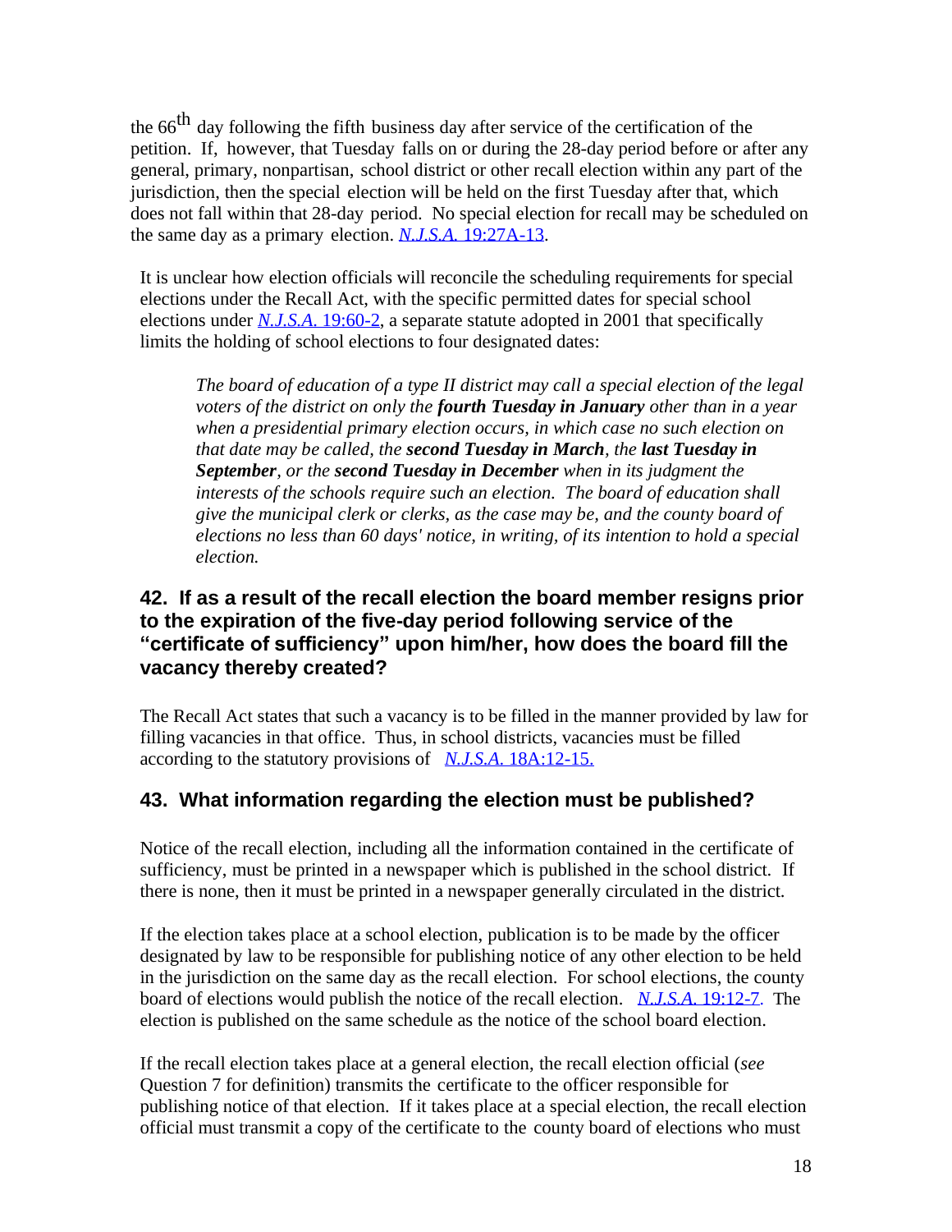the 66th day following the fifth business day after service of the certification of the petition. If, however, that Tuesday falls on or during the 28-day period before or after any general, primary, nonpartisan, school district or other recall election within any part of the jurisdiction, then the special election will be held on the first Tuesday after that, which does not fall within that 28-day period. No special election for recall may be scheduled on the same day as a primary election. *N.J.S.A.* 19:27A-13.

It is unclear how election officials will reconcile the scheduling requirements for special elections under the Recall Act, with the specific permitted dates for special school elections under *N.J.S.A.* 19:60-2, a separate statute adopted in 2001 that specifically limits the holding of school elections to four designated dates:

> *The board of education of a type II district may call a special election of the legal voters of the district on only the **fourth Tuesday in January** other than in a year when a presidential primary election occurs, in which case no such election on that date may be called, the **second Tuesday in March**, the **last Tuesday in September**, or the **second Tuesday in December** when in its judgment the interests of the schools require such an election. The board of education shall give the municipal clerk or clerks, as the case may be, and the county board of elections no less than 60 days' notice, in writing, of its intention to hold a special election.*

## 42. If as a result of the recall election the board member resigns prior to the expiration of the five-day period following service of the "certificate of sufficiency" upon him/her, how does the board fill the vacancy thereby created?

The Recall Act states that such a vacancy is to be filled in the manner provided by law for filling vacancies in that office. Thus, in school districts, vacancies must be filled according to the statutory provisions of *N.J.S.A.* 18A:12-15.

## 43. What information regarding the election must be published?

Notice of the recall election, including all the information contained in the certificate of sufficiency, must be printed in a newspaper which is published in the school district. If there is none, then it must be printed in a newspaper generally circulated in the district.

If the election takes place at a school election, publication is to be made by the officer designated by law to be responsible for publishing notice of any other election to be held in the jurisdiction on the same day as the recall election. For school elections, the county board of elections would publish the notice of the recall election. *N.J.S.A.* 19:12-7. The election is published on the same schedule as the notice of the school board election.

If the recall election takes place at a general election, the recall election official (*see* Question 7 for definition) transmits the certificate to the officer responsible for publishing notice of that election. If it takes place at a special election, the recall election official must transmit a copy of the certificate to the county board of elections who must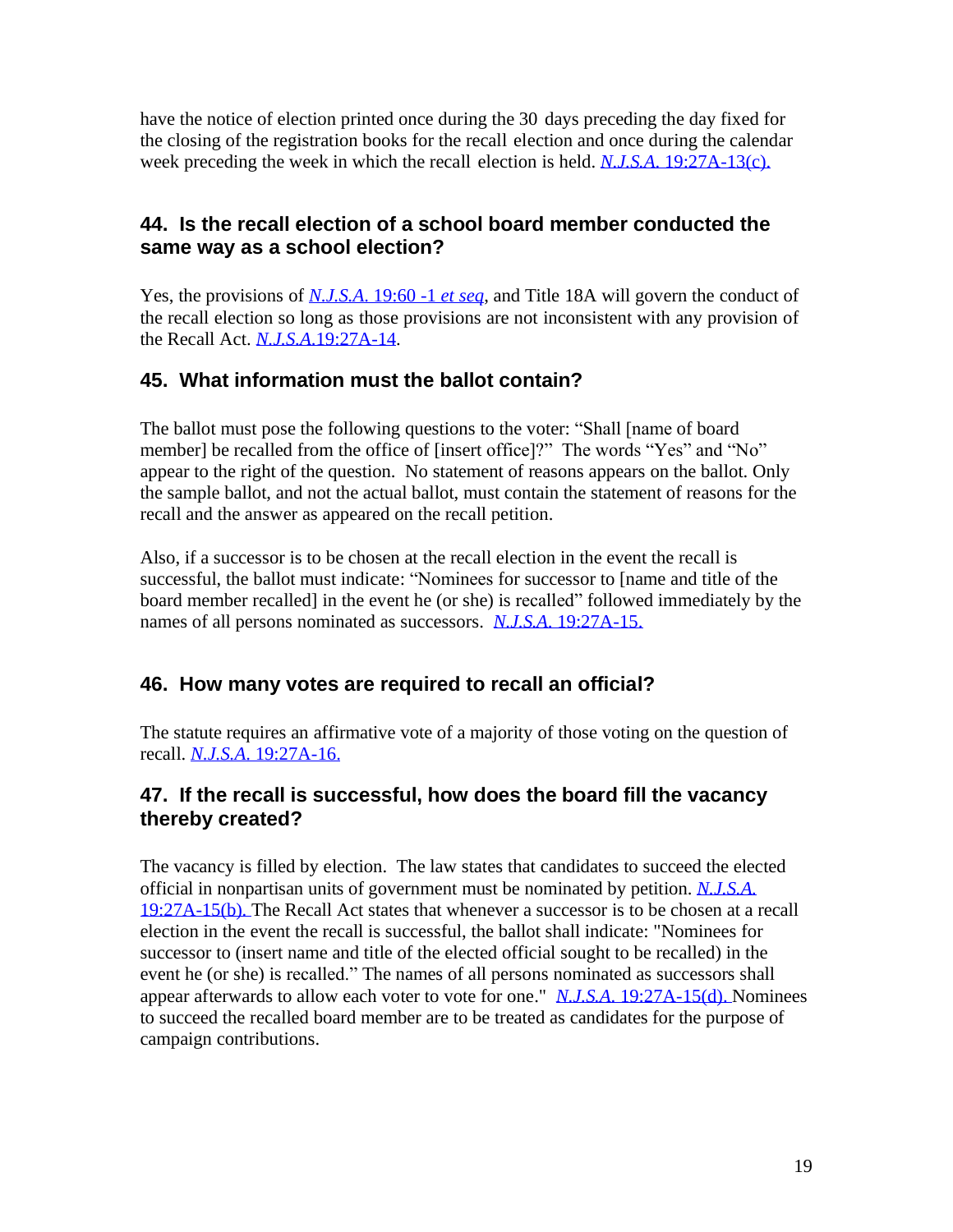have the notice of election printed once during the 30 days preceding the day fixed for the closing of the registration books for the recall election and once during the calendar week preceding the week in which the recall election is held. *N.J.S.A.* 19:27A-13(c).

### 44. Is the recall election of a school board member conducted the same way as a school election?

Yes, the provisions of *N.J.S.A.* 19:60 -1 *et seq*, and Title 18A will govern the conduct of the recall election so long as those provisions are not inconsistent with any provision of the Recall Act. *N.J.S.A.*19:27A-14.

### 45. What information must the ballot contain?

The ballot must pose the following questions to the voter: "Shall [name of board member] be recalled from the office of [insert office]?" The words "Yes" and "No" appear to the right of the question. No statement of reasons appears on the ballot. Only the sample ballot, and not the actual ballot, must contain the statement of reasons for the recall and the answer as appeared on the recall petition.

Also, if a successor is to be chosen at the recall election in the event the recall is successful, the ballot must indicate: "Nominees for successor to [name and title of the board member recalled] in the event he (or she) is recalled" followed immediately by the names of all persons nominated as successors. *N.J.S.A.* 19:27A-15.

### 46. How many votes are required to recall an official?

The statute requires an affirmative vote of a majority of those voting on the question of recall. *N.J.S.A.* 19:27A-16.

### 47. If the recall is successful, how does the board fill the vacancy thereby created?

The vacancy is filled by election. The law states that candidates to succeed the elected official in nonpartisan units of government must be nominated by petition. *N.J.S.A.* 19:27A-15(b). The Recall Act states that whenever a successor is to be chosen at a recall election in the event the recall is successful, the ballot shall indicate: "Nominees for successor to (insert name and title of the elected official sought to be recalled) in the event he (or she) is recalled." The names of all persons nominated as successors shall appear afterwards to allow each voter to vote for one." *N.J.S.A.* 19:27A-15(d). Nominees to succeed the recalled board member are to be treated as candidates for the purpose of campaign contributions.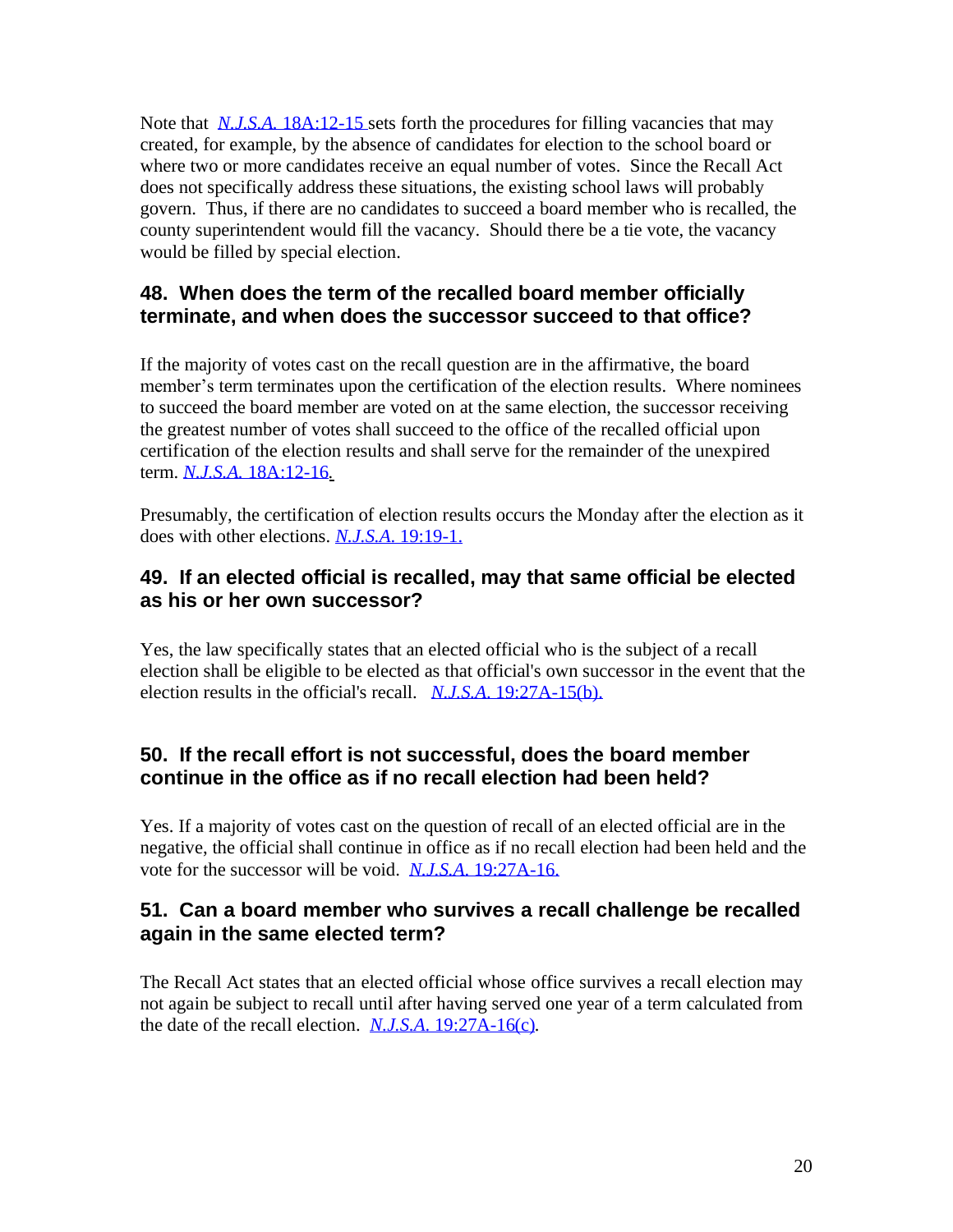Note that [*N.J.S.A.* 18A:12-15](#) sets forth the procedures for filling vacancies that may created, for example, by the absence of candidates for election to the school board or where two or more candidates receive an equal number of votes. Since the Recall Act does not specifically address these situations, the existing school laws will probably govern. Thus, if there are no candidates to succeed a board member who is recalled, the county superintendent would fill the vacancy. Should there be a tie vote, the vacancy would be filled by special election.

### 48. When does the term of the recalled board member officially terminate, and when does the successor succeed to that office?

If the majority of votes cast on the recall question are in the affirmative, the board member's term terminates upon the certification of the election results. Where nominees to succeed the board member are voted on at the same election, the successor receiving the greatest number of votes shall succeed to the office of the recalled official upon certification of the election results and shall serve for the remainder of the unexpired term. *N.J.S.A.* 18A:12-16.

Presumably, the certification of election results occurs the Monday after the election as it does with other elections. *N.J.S.A.* 19:19-1.

### 49. If an elected official is recalled, may that same official be elected as his or her own successor?

Yes, the law specifically states that an elected official who is the subject of a recall election shall be eligible to be elected as that official's own successor in the event that the election results in the official's recall. *N.J.S.A.* 19:27A-15(b).

### 50. If the recall effort is not successful, does the board member continue in the office as if no recall election had been held?

Yes. If a majority of votes cast on the question of recall of an elected official are in the negative, the official shall continue in office as if no recall election had been held and the vote for the successor will be void. *N.J.S.A.* 19:27A-16.

### 51. Can a board member who survives a recall challenge be recalled again in the same elected term?

The Recall Act states that an elected official whose office survives a recall election may not again be subject to recall until after having served one year of a term calculated from the date of the recall election. *N.J.S.A.* 19:27A-16(c).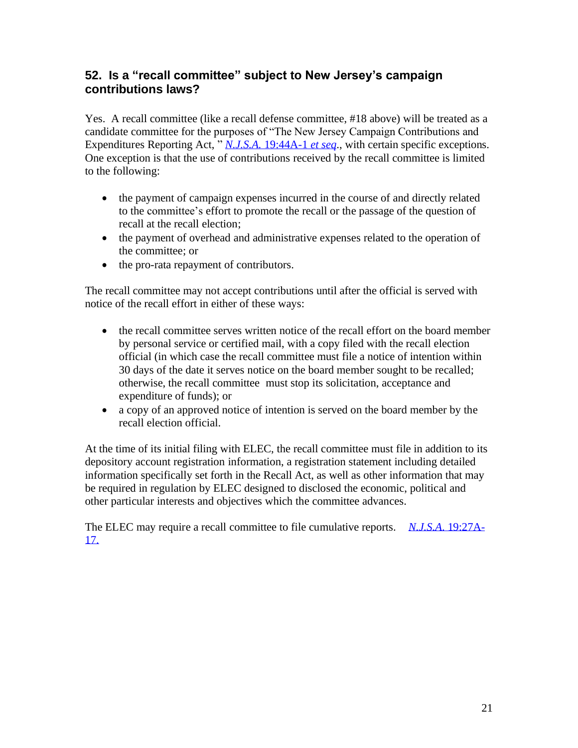## 52. Is a "recall committee" subject to New Jersey's campaign contributions laws?

Yes. A recall committee (like a recall defense committee, #18 above) will be treated as a candidate committee for the purposes of "The New Jersey Campaign Contributions and Expenditures Reporting Act, " *N.J.S.A.* 19:44A-1 *et seq*., with certain specific exceptions. One exception is that the use of contributions received by the recall committee is limited to the following:

- the payment of campaign expenses incurred in the course of and directly related to the committee's effort to promote the recall or the passage of the question of recall at the recall election;
- the payment of overhead and administrative expenses related to the operation of the committee; or
- the pro-rata repayment of contributors.

The recall committee may not accept contributions until after the official is served with notice of the recall effort in either of these ways:

- the recall committee serves written notice of the recall effort on the board member by personal service or certified mail, with a copy filed with the recall election official (in which case the recall committee must file a notice of intention within 30 days of the date it serves notice on the board member sought to be recalled; otherwise, the recall committee must stop its solicitation, acceptance and expenditure of funds); or
- a copy of an approved notice of intention is served on the board member by the recall election official.

At the time of its initial filing with ELEC, the recall committee must file in addition to its depository account registration information, a registration statement including detailed information specifically set forth in the Recall Act, as well as other information that may be required in regulation by ELEC designed to disclosed the economic, political and other particular interests and objectives which the committee advances.

The ELEC may require a recall committee to file cumulative reports. *N.J.S.A.* 19:27A-17.